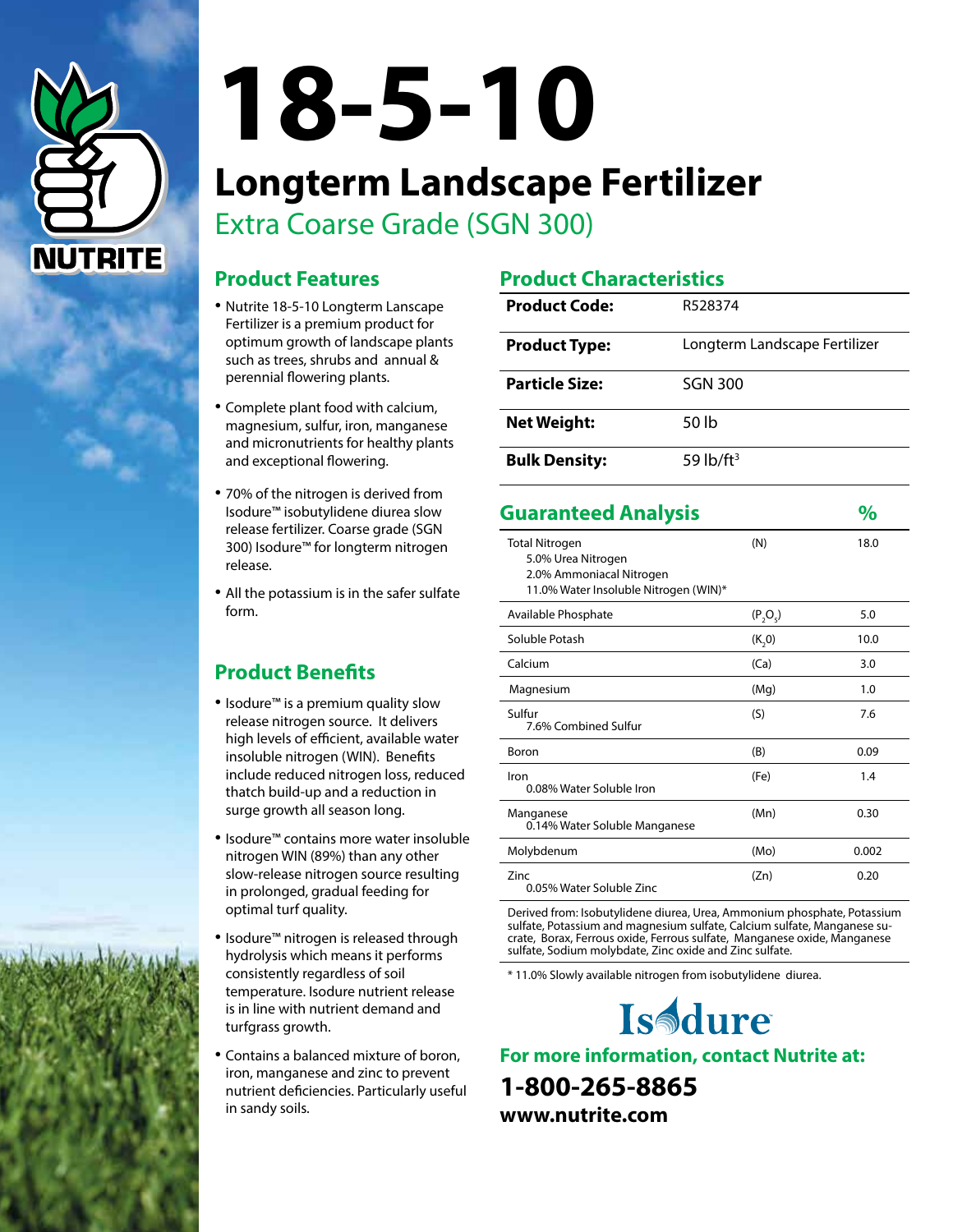NUTRITE

# 18-5-10

## Longterm Landscape Fertilizer

### Extra Coarse Grade (SGN 300)

## Product Features

- Nutrite 18-5-10 Longterm Lanscape Fertilizer is a premium product for optimum growth of landscape plants such as trees, shrubs and annual & perennial flowering plants.
- Complete plant food with calcium, magnesium, sulfur, iron, manganese and micronutrients for healthy plants and exceptional flowering.
- 70% of the nitrogen is derived from Isodure™ isobutylidene diurea slow release fertilizer. Coarse grade (SGN 300) Isodure™ for longterm nitrogen release.
- All the potassium is in the safer sulfate form.

## Product Benefits

- Isodure™ is a premium quality slow release nitrogen source. It delivers high levels of efficient, available water insoluble nitrogen (WIN). Benefits include reduced nitrogen loss, reduced thatch build-up and a reduction in surge growth all season long.
- Isodure™ contains more water insoluble nitrogen WIN (89%) than any other slow-release nitrogen source resulting in prolonged, gradual feeding for optimal turf quality.
- Isodure™ nitrogen is released through hydrolysis which means it performs consistently regardless of soil temperature. Isodure nutrient release is in line with nutrient demand and turfgrass growth.
- Contains a balanced mixture of boron, iron, manganese and zinc to prevent nutrient deficiencies. Particularly useful in sandy soils.

## Product Characteristics

| | |
|---|---|
| **Product Code:** | R528374 |
| **Product Type:** | Longterm Landscape Fertilizer |
| **Particle Size:** | SGN 300 |
| **Net Weight:** | 50 lb |
| **Bulk Density:** | 59 lb/ft$^3$ |

## Guaranteed Analysis

| | | % |
|---|---|---|
| Total Nitrogen<br>5.0% Urea Nitrogen<br>2.0% Ammoniacal Nitrogen<br>11.0% Water Insoluble Nitrogen (WIN)* | (N) | 18.0 |
| Available Phosphate | ($P_2O_5$) | 5.0 |
| Soluble Potash | ($K_20$) | 10.0 |
| Calcium | (Ca) | 3.0 |
| Magnesium | (Mg) | 1.0 |
| Sulfur<br>7.6% Combined Sulfur | (S) | 7.6 |
| Boron | (B) | 0.09 |
| Iron<br>0.08% Water Soluble Iron | (Fe) | 1.4 |
| Manganese<br>0.14% Water Soluble Manganese | (Mn) | 0.30 |
| Molybdenum | (Mo) | 0.002 |
| Zinc<br>0.05% Water Soluble Zinc | (Zn) | 0.20 |

Derived from: Isobutylidene diurea, Urea, Ammonium phosphate, Potassium sulfate, Potassium and magnesium sulfate, Calcium sulfate, Manganese sucrate, Borax, Ferrous oxide, Ferrous sulfate, Manganese oxide, Manganese sulfate, Sodium molybdate, Zinc oxide and Zinc sulfate.

* 11.0% Slowly available nitrogen from isobutylidene diurea.

Isodure

**For more information, contact Nutrite at:**

**1-800-265-8865**

**www.nutrite.com**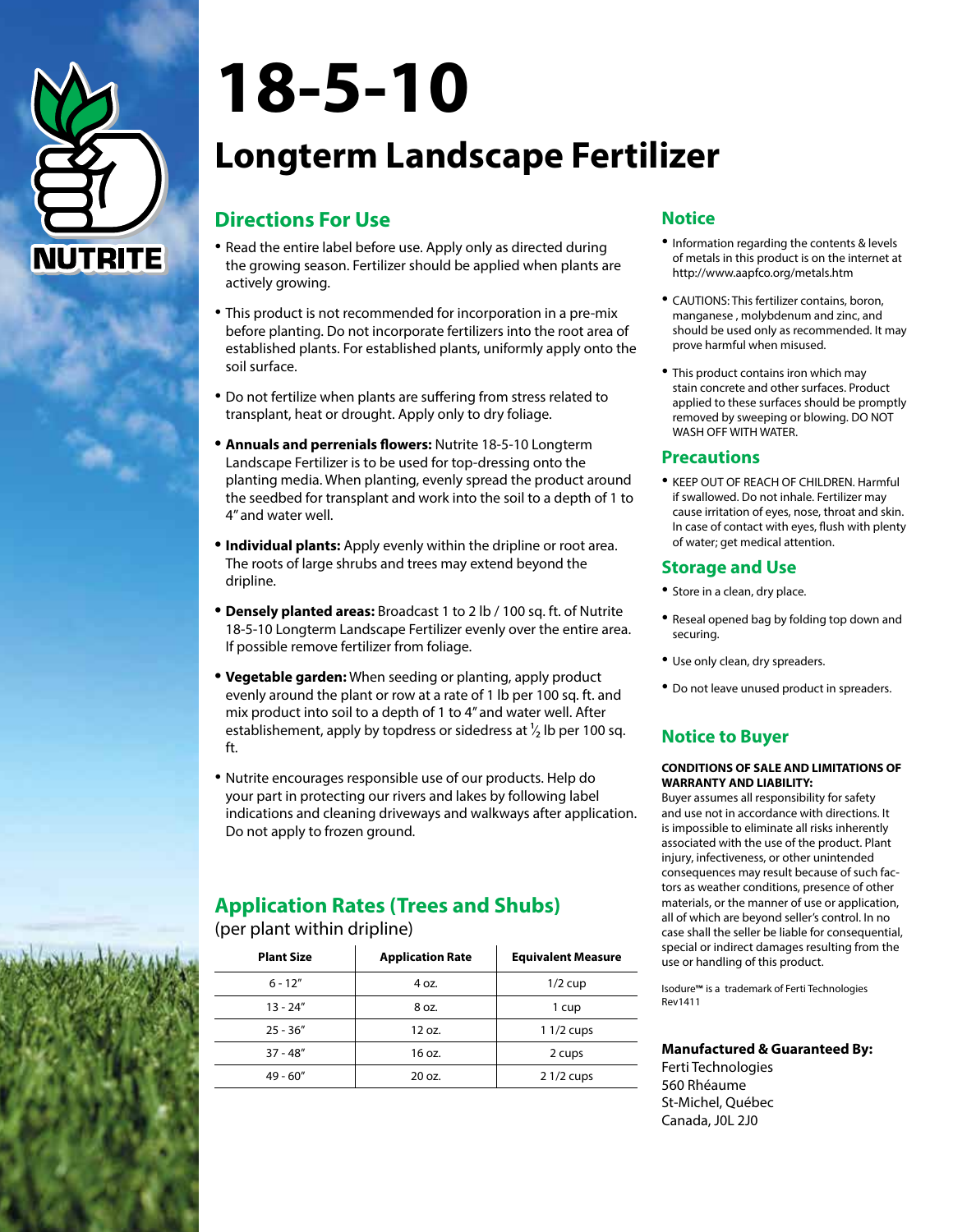NUTRITE

# 18-5-10

# Longterm Landscape Fertilizer

## Directions For Use

- Read the entire label before use. Apply only as directed during the growing season. Fertilizer should be applied when plants are actively growing.
- This product is not recommended for incorporation in a pre-mix before planting. Do not incorporate fertilizers into the root area of established plants. For established plants, uniformly apply onto the soil surface.
- Do not fertilize when plants are suffering from stress related to transplant, heat or drought. Apply only to dry foliage.
- **Annuals and perrenials flowers:** Nutrite 18-5-10 Longterm Landscape Fertilizer is to be used for top-dressing onto the planting media. When planting, evenly spread the product around the seedbed for transplant and work into the soil to a depth of 1 to 4" and water well.
- **Individual plants:** Apply evenly within the dripline or root area. The roots of large shrubs and trees may extend beyond the dripline.
- **Densely planted areas:** Broadcast 1 to 2 lb / 100 sq. ft. of Nutrite 18-5-10 Longterm Landscape Fertilizer evenly over the entire area. If possible remove fertilizer from foliage.
- **Vegetable garden:** When seeding or planting, apply product evenly around the plant or row at a rate of 1 lb per 100 sq. ft. and mix product into soil to a depth of 1 to 4" and water well. After establishement, apply by topdress or sidedress at ½ lb per 100 sq. ft.
- Nutrite encourages responsible use of our products. Help do your part in protecting our rivers and lakes by following label indications and cleaning driveways and walkways after application. Do not apply to frozen ground.

## Application Rates (Trees and Shubs)

(per plant within dripline)

| Plant Size | Application Rate | Equivalent Measure |
|---|---|---|
| 6 - 12" | 4 oz. | 1/2 cup |
| 13 - 24" | 8 oz. | 1 cup |
| 25 - 36" | 12 oz. | 1 1/2 cups |
| 37 - 48" | 16 oz. | 2 cups |
| 49 - 60" | 20 oz. | 2 1/2 cups |

## Notice

- Information regarding the contents & levels of metals in this product is on the internet at http://www.aapfco.org/metals.htm
- CAUTIONS: This fertilizer contains, boron, manganese , molybdenum and zinc, and should be used only as recommended. It may prove harmful when misused.
- This product contains iron which may stain concrete and other surfaces. Product applied to these surfaces should be promptly removed by sweeping or blowing. DO NOT WASH OFF WITH WATER.

## Precautions

- KEEP OUT OF REACH OF CHILDREN. Harmful if swallowed. Do not inhale. Fertilizer may cause irritation of eyes, nose, throat and skin. In case of contact with eyes, flush with plenty of water; get medical attention.

## Storage and Use

- Store in a clean, dry place.
- Reseal opened bag by folding top down and securing.
- Use only clean, dry spreaders.
- Do not leave unused product in spreaders.

## Notice to Buyer

**CONDITIONS OF SALE AND LIMITATIONS OF WARRANTY AND LIABILITY:**
Buyer assumes all responsibility for safety and use not in accordance with directions. It is impossible to eliminate all risks inherently associated with the use of the product. Plant injury, infectiveness, or other unintended consequences may result because of such factors as weather conditions, presence of other materials, or the manner of use or application, all of which are beyond seller's control. In no case shall the seller be liable for consequential, special or indirect damages resulting from the use or handling of this product.

Isodure™ is a trademark of Ferti Technologies
Rev1411

**Manufactured & Guaranteed By:**
Ferti Technologies
560 Rhéaume
St-Michel, Québec
Canada, J0L 2J0